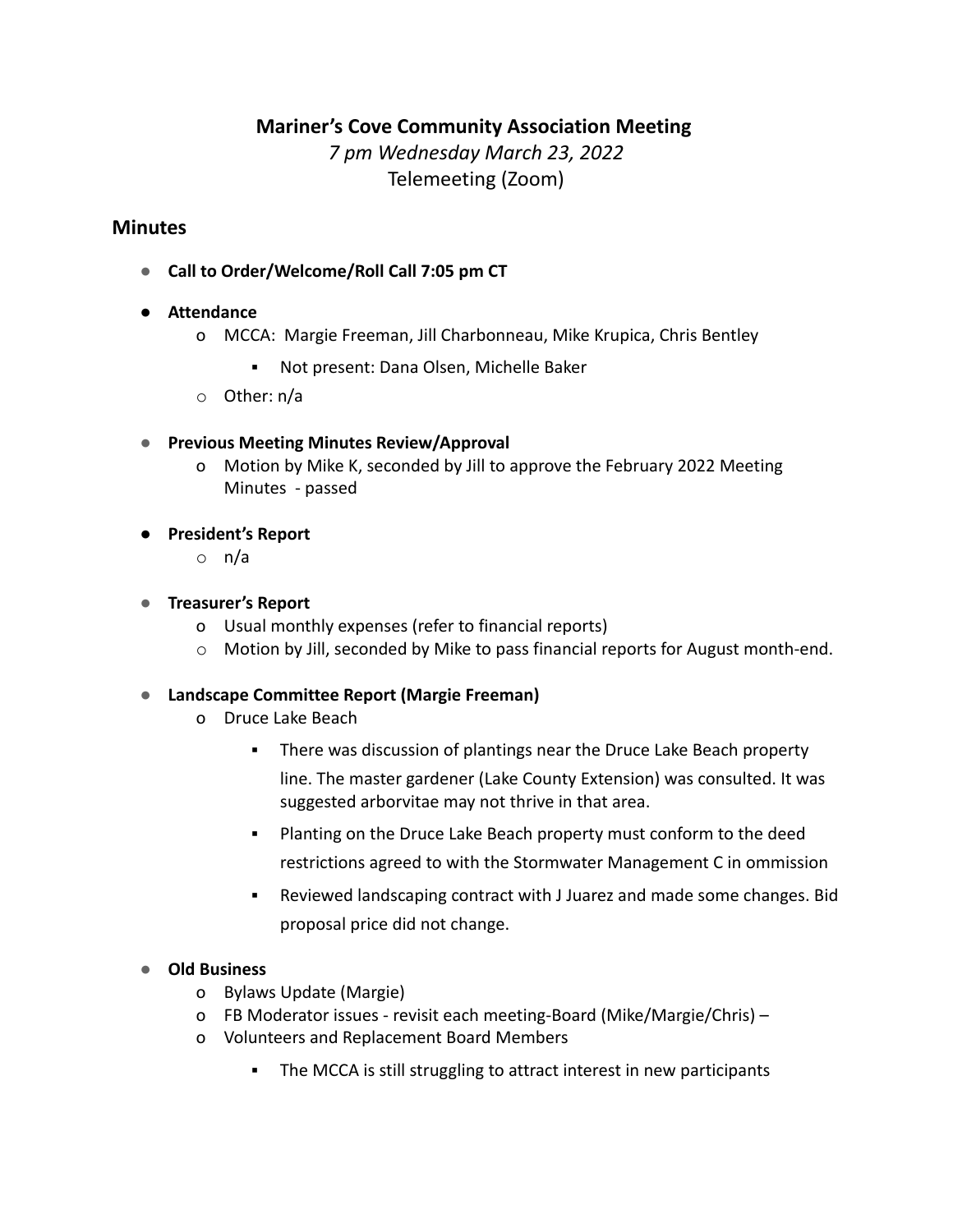# Mariner's Cove Community Association Meeting

*7 pm Wednesday March 23, 2022*

Telemeeting (Zoom)

## Minutes

- **Call to Order/Welcome/Roll Call 7:05 pm CT**
- **Attendance**
  - MCCA: Margie Freeman, Jill Charbonneau, Mike Krupica, Chris Bentley
    - Not present: Dana Olsen, Michelle Baker
  - Other: n/a
- **Previous Meeting Minutes Review/Approval**
  - Motion by Mike K, seconded by Jill to approve the February 2022 Meeting Minutes - passed
- **President's Report**
  - n/a
- **Treasurer's Report**
  - Usual monthly expenses (refer to financial reports)
  - Motion by Jill, seconded by Mike to pass financial reports for August month-end.
- **Landscape Committee Report (Margie Freeman)**
  - Druce Lake Beach
    - There was discussion of plantings near the Druce Lake Beach property line. The master gardener (Lake County Extension) was consulted. It was suggested arborvitae may not thrive in that area.
    - Planting on the Druce Lake Beach property must conform to the deed restrictions agreed to with the Stormwater Management C in ommission
    - Reviewed landscaping contract with J Juarez and made some changes. Bid proposal price did not change.
- **Old Business**
  - Bylaws Update (Margie)
  - FB Moderator issues - revisit each meeting-Board (Mike/Margie/Chris) –
  - Volunteers and Replacement Board Members
    - The MCCA is still struggling to attract interest in new participants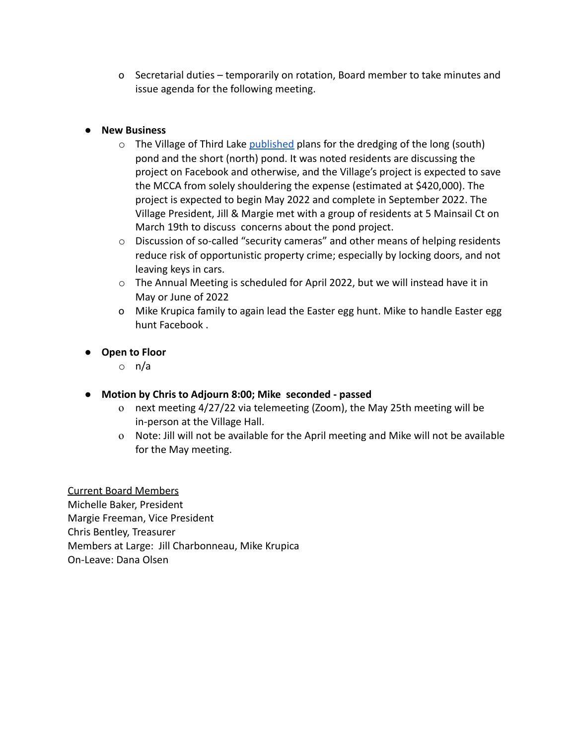- Secretarial duties – temporarily on rotation, Board member to take minutes and issue agenda for the following meeting.

- **New Business**
  - The Village of Third Lake published plans for the dredging of the long (south) pond and the short (north) pond. It was noted residents are discussing the project on Facebook and otherwise, and the Village's project is expected to save the MCCA from solely shouldering the expense (estimated at $420,000). The project is expected to begin May 2022 and complete in September 2022. The Village President, Jill & Margie met with a group of residents at 5 Mainsail Ct on March 19th to discuss concerns about the pond project.
  - Discussion of so-called "security cameras" and other means of helping residents reduce risk of opportunistic property crime; especially by locking doors, and not leaving keys in cars.
  - The Annual Meeting is scheduled for April 2022, but we will instead have it in May or June of 2022
  - Mike Krupica family to again lead the Easter egg hunt. Mike to handle Easter egg hunt Facebook .

- **Open to Floor**
  - n/a

- **Motion by Chris to Adjourn 8:00; Mike seconded - passed**
  - next meeting 4/27/22 via telemeeting (Zoom), the May 25th meeting will be in-person at the Village Hall.
  - Note: Jill will not be available for the April meeting and Mike will not be available for the May meeting.

Current Board Members
Michelle Baker, President
Margie Freeman, Vice President
Chris Bentley, Treasurer
Members at Large: Jill Charbonneau, Mike Krupica
On-Leave: Dana Olsen